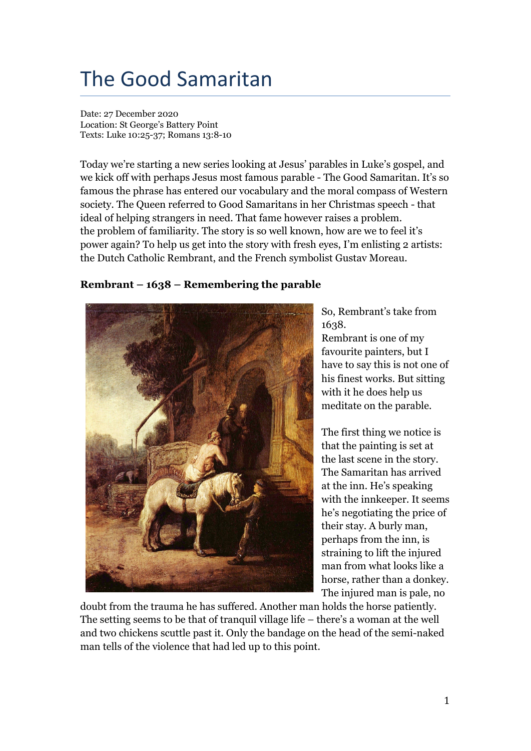# The Good Samaritan

Date: 27 December 2020
Location: St George's Battery Point
Texts: Luke 10:25-37; Romans 13:8-10

Today we're starting a new series looking at Jesus' parables in Luke's gospel, and we kick off with perhaps Jesus most famous parable - The Good Samaritan. It's so famous the phrase has entered our vocabulary and the moral compass of Western society. The Queen referred to Good Samaritans in her Christmas speech - that ideal of helping strangers in need. That fame however raises a problem. the problem of familiarity. The story is so well known, how are we to feel it's power again? To help us get into the story with fresh eyes, I'm enlisting 2 artists: the Dutch Catholic Rembrant, and the French symbolist Gustav Moreau.

**Rembrant – 1638 – Remembering the parable**

So, Rembrant's take from 1638.
Rembrant is one of my favourite painters, but I have to say this is not one of his finest works. But sitting with it he does help us meditate on the parable.

The first thing we notice is that the painting is set at the last scene in the story. The Samaritan has arrived at the inn. He's speaking with the innkeeper. It seems he's negotiating the price of their stay. A burly man, perhaps from the inn, is straining to lift the injured man from what looks like a horse, rather than a donkey. The injured man is pale, no doubt from the trauma he has suffered. Another man holds the horse patiently. The setting seems to be that of tranquil village life – there's a woman at the well and two chickens scuttle past it. Only the bandage on the head of the semi-naked man tells of the violence that had led up to this point.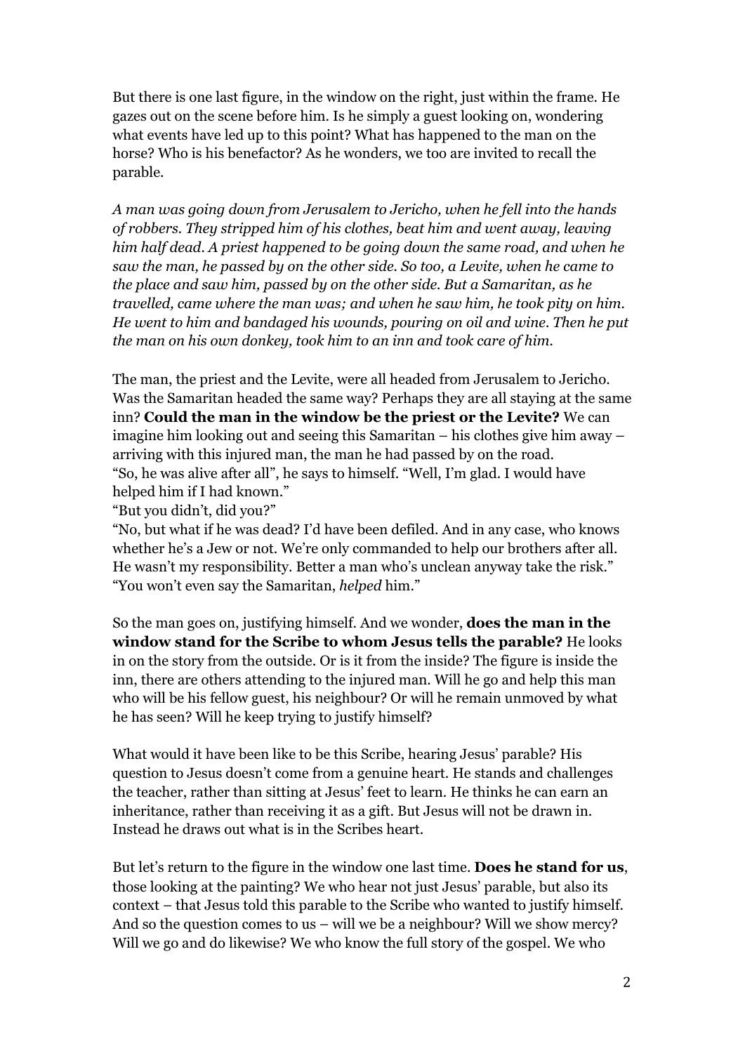But there is one last figure, in the window on the right, just within the frame. He gazes out on the scene before him. Is he simply a guest looking on, wondering what events have led up to this point? What has happened to the man on the horse? Who is his benefactor? As he wonders, we too are invited to recall the parable.

*A man was going down from Jerusalem to Jericho, when he fell into the hands of robbers. They stripped him of his clothes, beat him and went away, leaving him half dead. A priest happened to be going down the same road, and when he saw the man, he passed by on the other side. So too, a Levite, when he came to the place and saw him, passed by on the other side. But a Samaritan, as he travelled, came where the man was; and when he saw him, he took pity on him. He went to him and bandaged his wounds, pouring on oil and wine. Then he put the man on his own donkey, took him to an inn and took care of him.*

The man, the priest and the Levite, were all headed from Jerusalem to Jericho. Was the Samaritan headed the same way? Perhaps they are all staying at the same inn? **Could the man in the window be the priest or the Levite?** We can imagine him looking out and seeing this Samaritan – his clothes give him away – arriving with this injured man, the man he had passed by on the road.
"So, he was alive after all", he says to himself. "Well, I'm glad. I would have helped him if I had known."
"But you didn't, did you?"
"No, but what if he was dead? I'd have been defiled. And in any case, who knows whether he's a Jew or not. We're only commanded to help our brothers after all. He wasn't my responsibility. Better a man who's unclean anyway take the risk."
"You won't even say the Samaritan, *helped* him."

So the man goes on, justifying himself. And we wonder, **does the man in the window stand for the Scribe to whom Jesus tells the parable?** He looks in on the story from the outside. Or is it from the inside? The figure is inside the inn, there are others attending to the injured man. Will he go and help this man who will be his fellow guest, his neighbour? Or will he remain unmoved by what he has seen? Will he keep trying to justify himself?

What would it have been like to be this Scribe, hearing Jesus' parable? His question to Jesus doesn't come from a genuine heart. He stands and challenges the teacher, rather than sitting at Jesus' feet to learn. He thinks he can earn an inheritance, rather than receiving it as a gift. But Jesus will not be drawn in. Instead he draws out what is in the Scribes heart.

But let's return to the figure in the window one last time. **Does he stand for us**, those looking at the painting? We who hear not just Jesus' parable, but also its context – that Jesus told this parable to the Scribe who wanted to justify himself. And so the question comes to us – will we be a neighbour? Will we show mercy? Will we go and do likewise? We who know the full story of the gospel. We who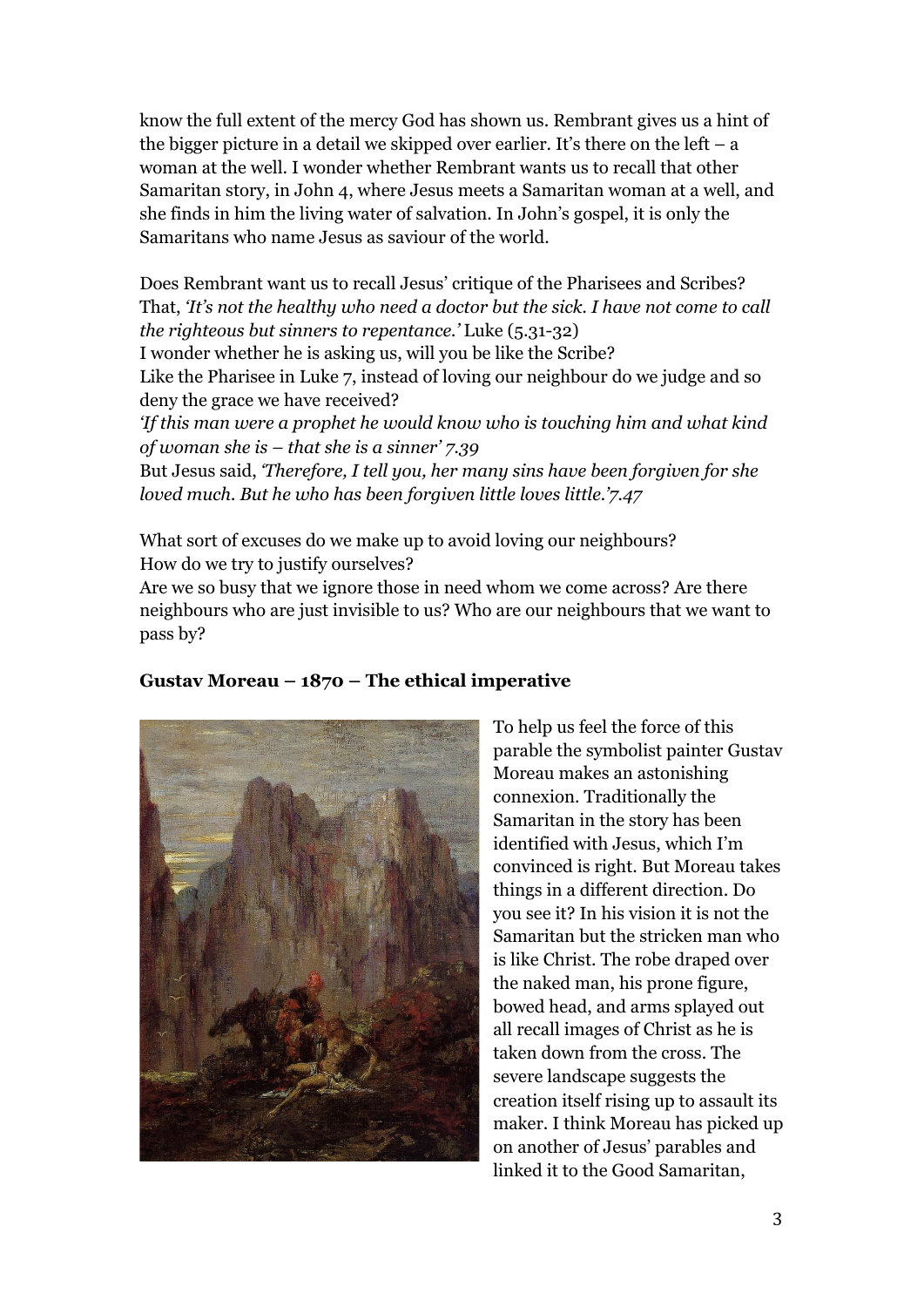know the full extent of the mercy God has shown us. Rembrant gives us a hint of the bigger picture in a detail we skipped over earlier. It's there on the left – a woman at the well. I wonder whether Rembrant wants us to recall that other Samaritan story, in John 4, where Jesus meets a Samaritan woman at a well, and she finds in him the living water of salvation. In John's gospel, it is only the Samaritans who name Jesus as saviour of the world.

Does Rembrant want us to recall Jesus' critique of the Pharisees and Scribes? That, *'It's not the healthy who need a doctor but the sick. I have not come to call the righteous but sinners to repentance.'* Luke (5.31-32)
I wonder whether he is asking us, will you be like the Scribe?
Like the Pharisee in Luke 7, instead of loving our neighbour do we judge and so deny the grace we have received?
*'If this man were a prophet he would know who is touching him and what kind of woman she is – that she is a sinner' 7.39*
But Jesus said, *'Therefore, I tell you, her many sins have been forgiven for she loved much. But he who has been forgiven little loves little.'7.47*

What sort of excuses do we make up to avoid loving our neighbours?
How do we try to justify ourselves?
Are we so busy that we ignore those in need whom we come across? Are there neighbours who are just invisible to us? Who are our neighbours that we want to pass by?

**Gustav Moreau – 1870 – The ethical imperative**

To help us feel the force of this parable the symbolist painter Gustav Moreau makes an astonishing connexion. Traditionally the Samaritan in the story has been identified with Jesus, which I'm convinced is right. But Moreau takes things in a different direction. Do you see it? In his vision it is not the Samaritan but the stricken man who is like Christ. The robe draped over the naked man, his prone figure, bowed head, and arms splayed out all recall images of Christ as he is taken down from the cross. The severe landscape suggests the creation itself rising up to assault its maker. I think Moreau has picked up on another of Jesus' parables and linked it to the Good Samaritan,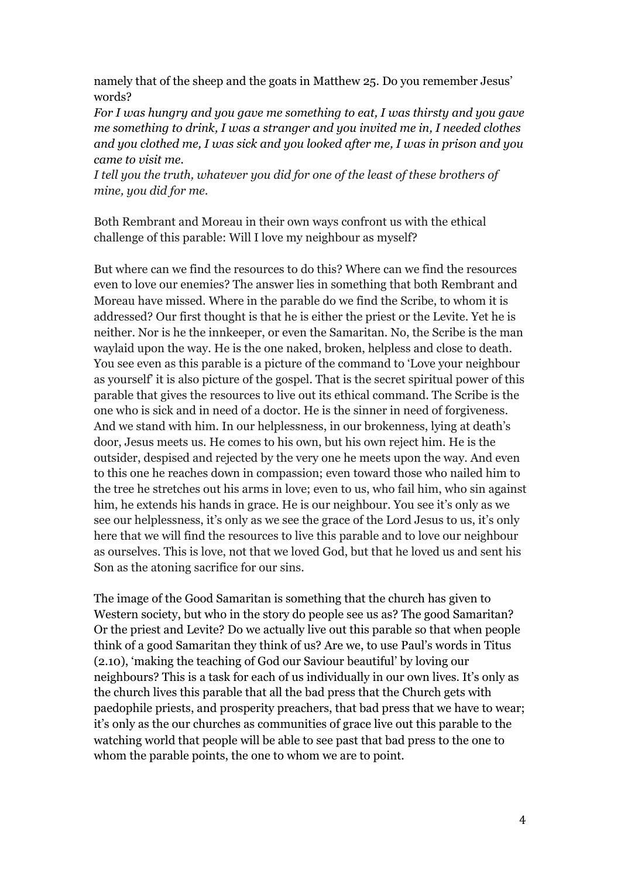namely that of the sheep and the goats in Matthew 25. Do you remember Jesus' words?

*For I was hungry and you gave me something to eat, I was thirsty and you gave me something to drink, I was a stranger and you invited me in, I needed clothes and you clothed me, I was sick and you looked after me, I was in prison and you came to visit me.*

*I tell you the truth, whatever you did for one of the least of these brothers of mine, you did for me.*

Both Rembrant and Moreau in their own ways confront us with the ethical challenge of this parable: Will I love my neighbour as myself?

But where can we find the resources to do this? Where can we find the resources even to love our enemies? The answer lies in something that both Rembrant and Moreau have missed. Where in the parable do we find the Scribe, to whom it is addressed? Our first thought is that he is either the priest or the Levite. Yet he is neither. Nor is he the innkeeper, or even the Samaritan. No, the Scribe is the man waylaid upon the way. He is the one naked, broken, helpless and close to death. You see even as this parable is a picture of the command to 'Love your neighbour as yourself' it is also picture of the gospel. That is the secret spiritual power of this parable that gives the resources to live out its ethical command. The Scribe is the one who is sick and in need of a doctor. He is the sinner in need of forgiveness. And we stand with him. In our helplessness, in our brokenness, lying at death's door, Jesus meets us. He comes to his own, but his own reject him. He is the outsider, despised and rejected by the very one he meets upon the way. And even to this one he reaches down in compassion; even toward those who nailed him to the tree he stretches out his arms in love; even to us, who fail him, who sin against him, he extends his hands in grace. He is our neighbour. You see it's only as we see our helplessness, it's only as we see the grace of the Lord Jesus to us, it's only here that we will find the resources to live this parable and to love our neighbour as ourselves. This is love, not that we loved God, but that he loved us and sent his Son as the atoning sacrifice for our sins.

The image of the Good Samaritan is something that the church has given to Western society, but who in the story do people see us as? The good Samaritan? Or the priest and Levite? Do we actually live out this parable so that when people think of a good Samaritan they think of us? Are we, to use Paul's words in Titus (2.10), 'making the teaching of God our Saviour beautiful' by loving our neighbours? This is a task for each of us individually in our own lives. It's only as the church lives this parable that all the bad press that the Church gets with paedophile priests, and prosperity preachers, that bad press that we have to wear; it's only as the our churches as communities of grace live out this parable to the watching world that people will be able to see past that bad press to the one to whom the parable points, the one to whom we are to point.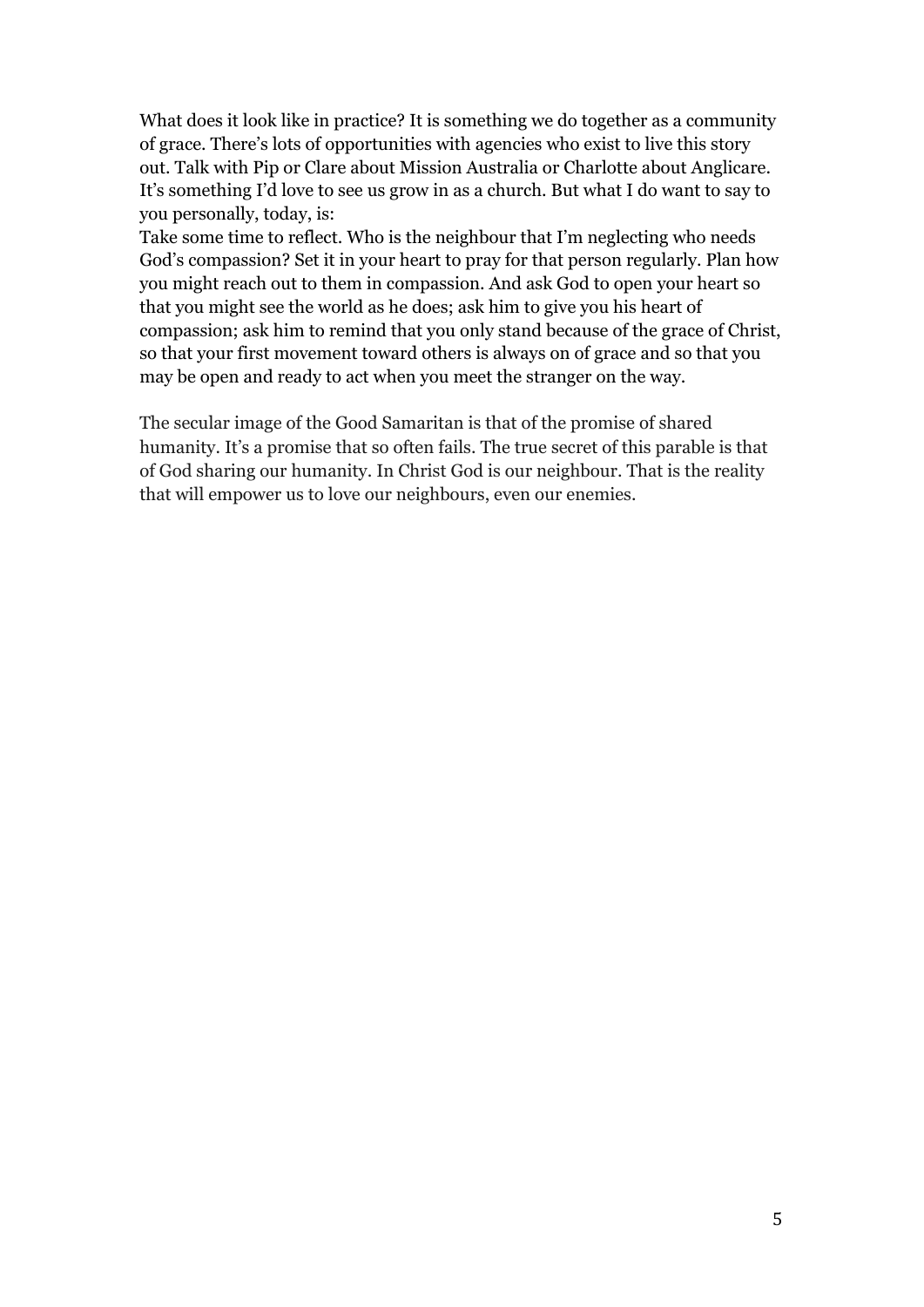What does it look like in practice? It is something we do together as a community of grace. There's lots of opportunities with agencies who exist to live this story out. Talk with Pip or Clare about Mission Australia or Charlotte about Anglicare. It's something I'd love to see us grow in as a church. But what I do want to say to you personally, today, is:

Take some time to reflect. Who is the neighbour that I'm neglecting who needs God's compassion? Set it in your heart to pray for that person regularly. Plan how you might reach out to them in compassion. And ask God to open your heart so that you might see the world as he does; ask him to give you his heart of compassion; ask him to remind that you only stand because of the grace of Christ, so that your first movement toward others is always on of grace and so that you may be open and ready to act when you meet the stranger on the way.

The secular image of the Good Samaritan is that of the promise of shared humanity. It's a promise that so often fails. The true secret of this parable is that of God sharing our humanity. In Christ God is our neighbour. That is the reality that will empower us to love our neighbours, even our enemies.